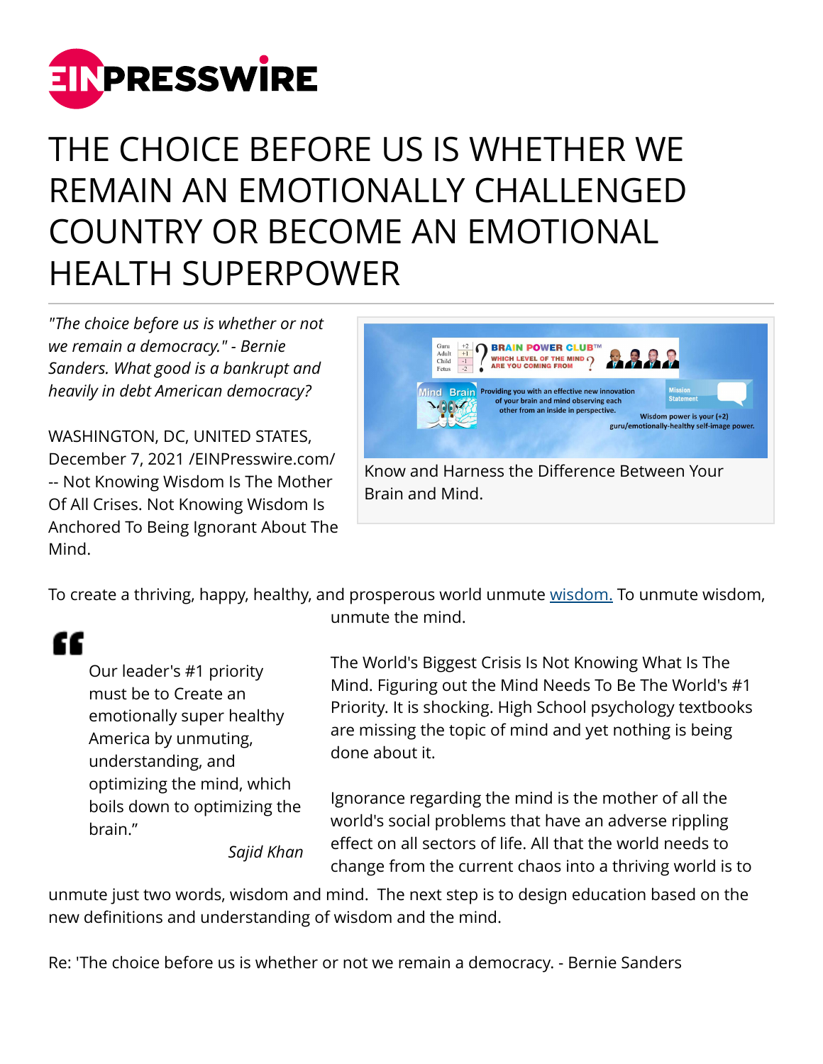# THE CHOICE BEFORE US IS WHETHER WE REMAIN AN EMOTIONALLY CHALLENGED COUNTRY OR BECOME AN EMOTIONAL HEALTH SUPERPOWER

*"The choice before us is whether or not we remain a democracy." - Bernie Sanders. What good is a bankrupt and heavily in debt American democracy?*

WASHINGTON, DC, UNITED STATES, December 7, 2021 /EINPresswire.com/ -- Not Knowing Wisdom Is The Mother Of All Crises. Not Knowing Wisdom Is Anchored To Being Ignorant About The Mind.

Know and Harness the Difference Between Your Brain and Mind.

To create a thriving, happy, healthy, and prosperous world unmute [wisdom.](wisdom.) To unmute wisdom, unmute the mind.

> Our leader's #1 priority must be to Create an emotionally super healthy America by unmuting, understanding, and optimizing the mind, which boils down to optimizing the brain."
>
> *Sajid Khan*

The World's Biggest Crisis Is Not Knowing What Is The Mind. Figuring out the Mind Needs To Be The World's #1 Priority. It is shocking. High School psychology textbooks are missing the topic of mind and yet nothing is being done about it.

Ignorance regarding the mind is the mother of all the world's social problems that have an adverse rippling effect on all sectors of life. All that the world needs to change from the current chaos into a thriving world is to unmute just two words, wisdom and mind. The next step is to design education based on the new definitions and understanding of wisdom and the mind.

Re: 'The choice before us is whether or not we remain a democracy. - Bernie Sanders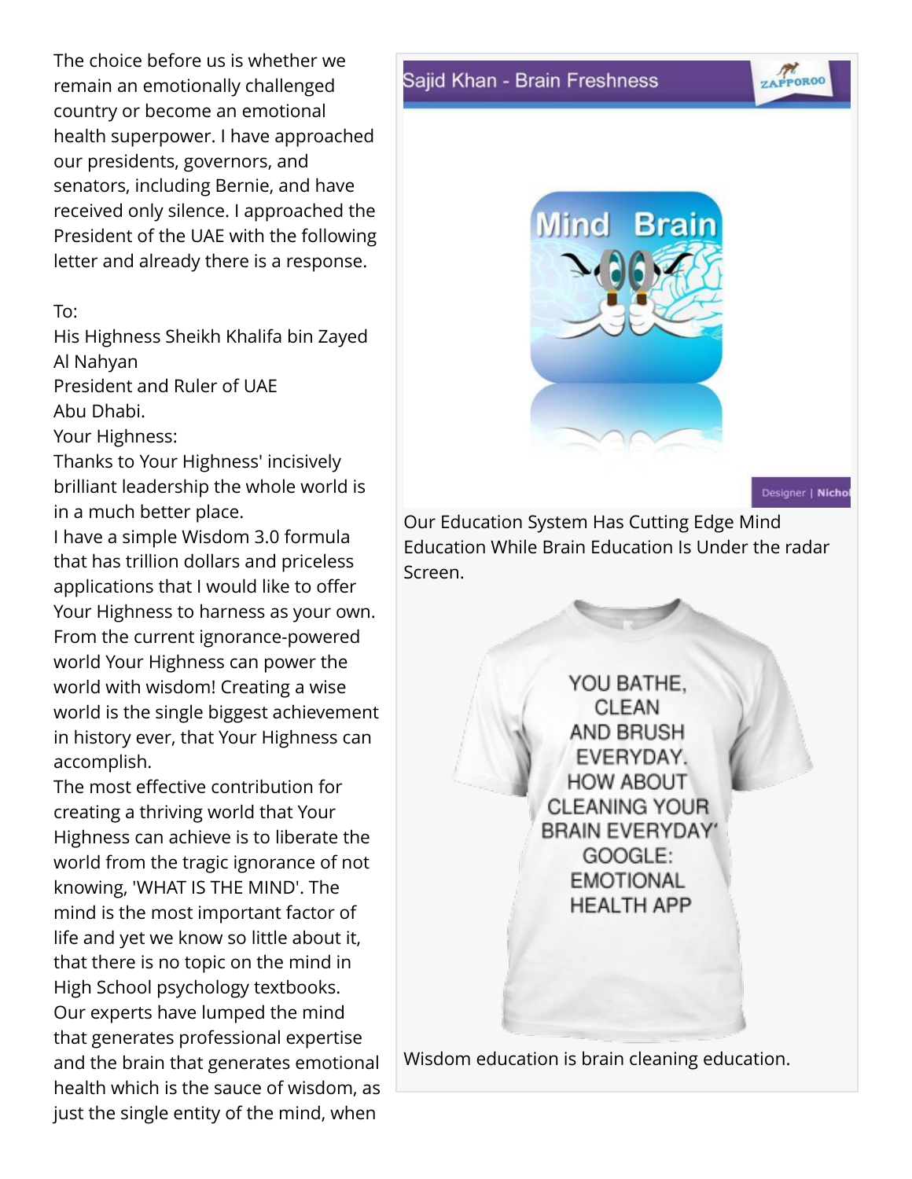The choice before us is whether we remain an emotionally challenged country or become an emotional health superpower. I have approached our presidents, governors, and senators, including Bernie, and have received only silence. I approached the President of the UAE with the following letter and already there is a response.

To:
His Highness Sheikh Khalifa bin Zayed Al Nahyan
President and Ruler of UAE
Abu Dhabi.
Your Highness:
Thanks to Your Highness' incisively brilliant leadership the whole world is in a much better place.
I have a simple Wisdom 3.0 formula that has trillion dollars and priceless applications that I would like to offer Your Highness to harness as your own. From the current ignorance-powered world Your Highness can power the world with wisdom! Creating a wise world is the single biggest achievement in history ever, that Your Highness can accomplish.
The most effective contribution for creating a thriving world that Your Highness can achieve is to liberate the world from the tragic ignorance of not knowing, 'WHAT IS THE MIND'. The mind is the most important factor of life and yet we know so little about it, that there is no topic on the mind in High School psychology textbooks. Our experts have lumped the mind that generates professional expertise and the brain that generates emotional health which is the sauce of wisdom, as just the single entity of the mind, when

Sajid Khan - Brain Freshness

Our Education System Has Cutting Edge Mind Education While Brain Education Is Under the radar Screen.

Wisdom education is brain cleaning education.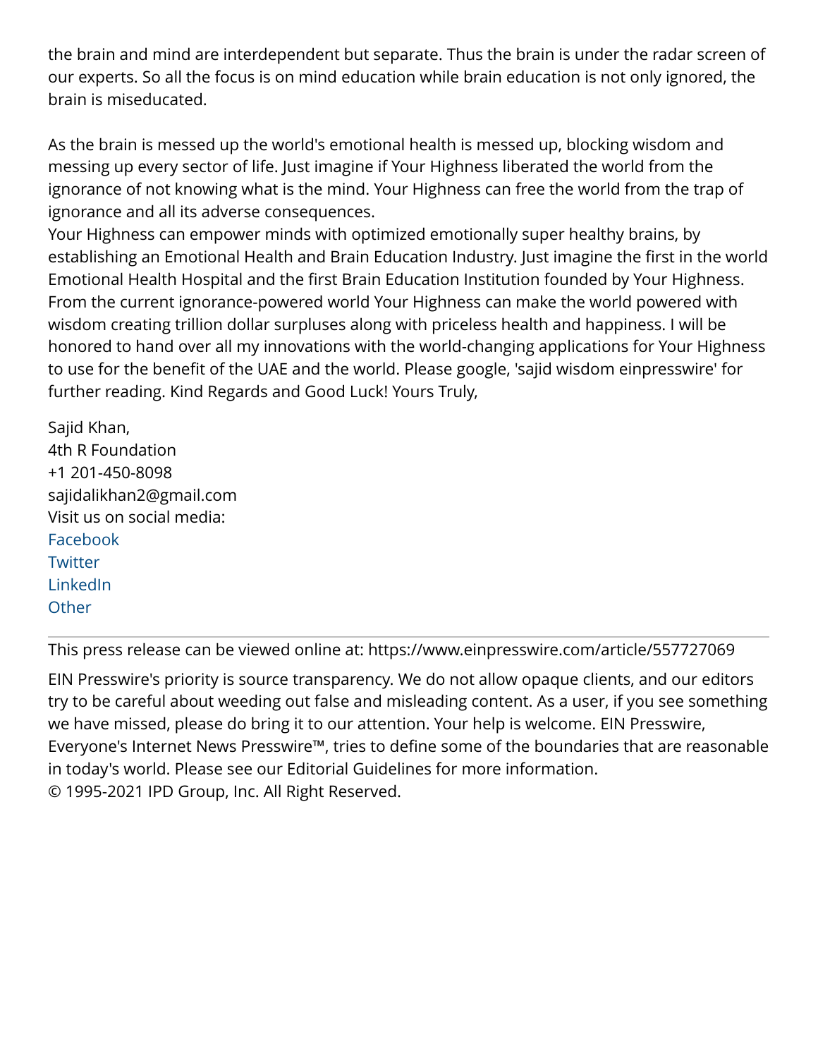the brain and mind are interdependent but separate. Thus the brain is under the radar screen of our experts. So all the focus is on mind education while brain education is not only ignored, the brain is miseducated.

As the brain is messed up the world's emotional health is messed up, blocking wisdom and messing up every sector of life. Just imagine if Your Highness liberated the world from the ignorance of not knowing what is the mind. Your Highness can free the world from the trap of ignorance and all its adverse consequences.
Your Highness can empower minds with optimized emotionally super healthy brains, by establishing an Emotional Health and Brain Education Industry. Just imagine the first in the world Emotional Health Hospital and the first Brain Education Institution founded by Your Highness. From the current ignorance-powered world Your Highness can make the world powered with wisdom creating trillion dollar surpluses along with priceless health and happiness. I will be honored to hand over all my innovations with the world-changing applications for Your Highness to use for the benefit of the UAE and the world. Please google, 'sajid wisdom einpresswire' for further reading. Kind Regards and Good Luck! Yours Truly,

Sajid Khan,
4th R Foundation
+1 201-450-8098
sajidalikhan2@gmail.com
Visit us on social media:
Facebook
Twitter
LinkedIn
Other

---

This press release can be viewed online at: https://www.einpresswire.com/article/557727069

EIN Presswire's priority is source transparency. We do not allow opaque clients, and our editors try to be careful about weeding out false and misleading content. As a user, if you see something we have missed, please do bring it to our attention. Your help is welcome. EIN Presswire, Everyone's Internet News Presswire™, tries to define some of the boundaries that are reasonable in today's world. Please see our Editorial Guidelines for more information.
© 1995-2021 IPD Group, Inc. All Right Reserved.